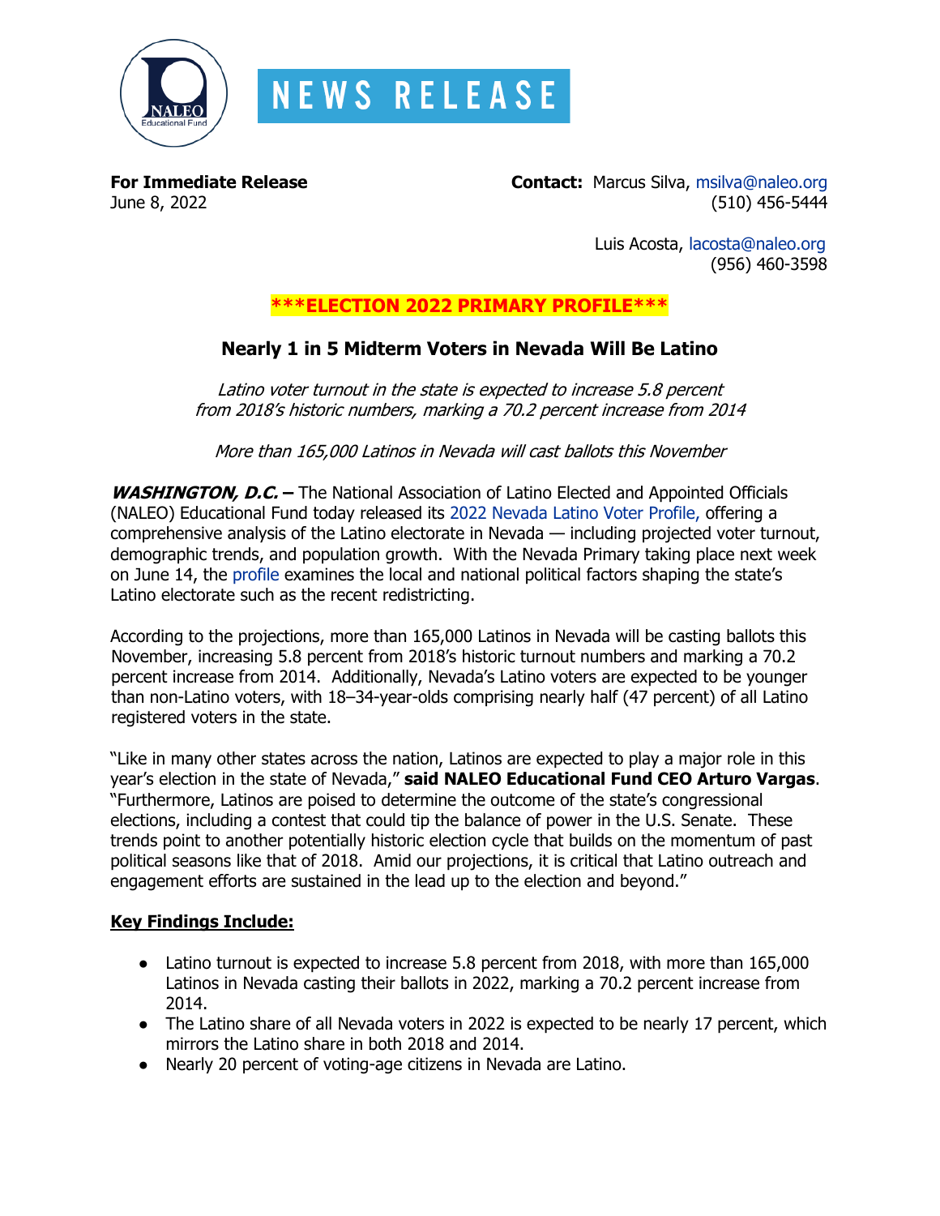# NEWS RELEASE

**For Immediate Release**
June 8, 2022

**Contact:** Marcus Silva, msilva@naleo.org
(510) 456-5444

Luis Acosta, lacosta@naleo.org
(956) 460-3598

**\*\*\*ELECTION 2022 PRIMARY PROFILE\*\*\***

## Nearly 1 in 5 Midterm Voters in Nevada Will Be Latino

*Latino voter turnout in the state is expected to increase 5.8 percent from 2018's historic numbers, marking a 70.2 percent increase from 2014*

*More than 165,000 Latinos in Nevada will cast ballots this November*

***WASHINGTON, D.C.*** **–** The National Association of Latino Elected and Appointed Officials (NALEO) Educational Fund today released its 2022 Nevada Latino Voter Profile, offering a comprehensive analysis of the Latino electorate in Nevada — including projected voter turnout, demographic trends, and population growth. With the Nevada Primary taking place next week on June 14, the profile examines the local and national political factors shaping the state's Latino electorate such as the recent redistricting.

According to the projections, more than 165,000 Latinos in Nevada will be casting ballots this November, increasing 5.8 percent from 2018's historic turnout numbers and marking a 70.2 percent increase from 2014. Additionally, Nevada's Latino voters are expected to be younger than non-Latino voters, with 18–34-year-olds comprising nearly half (47 percent) of all Latino registered voters in the state.

"Like in many other states across the nation, Latinos are expected to play a major role in this year's election in the state of Nevada," **said NALEO Educational Fund CEO Arturo Vargas**. "Furthermore, Latinos are poised to determine the outcome of the state's congressional elections, including a contest that could tip the balance of power in the U.S. Senate. These trends point to another potentially historic election cycle that builds on the momentum of past political seasons like that of 2018. Amid our projections, it is critical that Latino outreach and engagement efforts are sustained in the lead up to the election and beyond."

**Key Findings Include:**

- Latino turnout is expected to increase 5.8 percent from 2018, with more than 165,000 Latinos in Nevada casting their ballots in 2022, marking a 70.2 percent increase from 2014.
- The Latino share of all Nevada voters in 2022 is expected to be nearly 17 percent, which mirrors the Latino share in both 2018 and 2014.
- Nearly 20 percent of voting-age citizens in Nevada are Latino.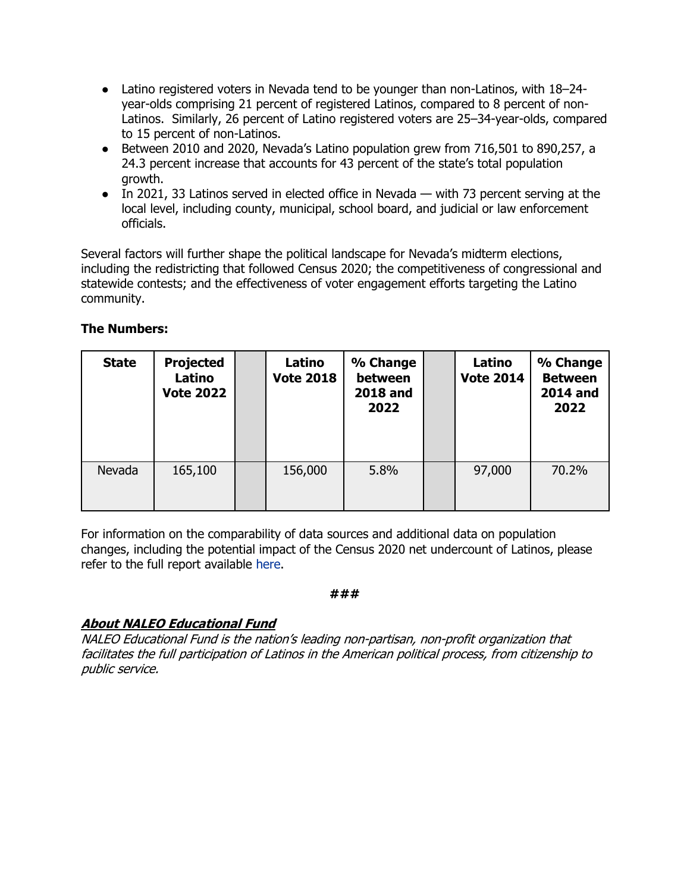- Latino registered voters in Nevada tend to be younger than non-Latinos, with 18–24-year-olds comprising 21 percent of registered Latinos, compared to 8 percent of non-Latinos. Similarly, 26 percent of Latino registered voters are 25–34-year-olds, compared to 15 percent of non-Latinos.
- Between 2010 and 2020, Nevada's Latino population grew from 716,501 to 890,257, a 24.3 percent increase that accounts for 43 percent of the state's total population growth.
- In 2021, 33 Latinos served in elected office in Nevada — with 73 percent serving at the local level, including county, municipal, school board, and judicial or law enforcement officials.

Several factors will further shape the political landscape for Nevada's midterm elections, including the redistricting that followed Census 2020; the competitiveness of congressional and statewide contests; and the effectiveness of voter engagement efforts targeting the Latino community.

**The Numbers:**

| State | Projected Latino Vote 2022 | | Latino Vote 2018 | % Change between 2018 and 2022 | | Latino Vote 2014 | % Change Between 2014 and 2022 |
|---|---|---|---|---|---|---|---|
| Nevada | 165,100 | | 156,000 | 5.8% | | 97,000 | 70.2% |

For information on the comparability of data sources and additional data on population changes, including the potential impact of the Census 2020 net undercount of Latinos, please refer to the full report available here.

###

***About NALEO Educational Fund***

*NALEO Educational Fund is the nation's leading non-partisan, non-profit organization that facilitates the full participation of Latinos in the American political process, from citizenship to public service.*